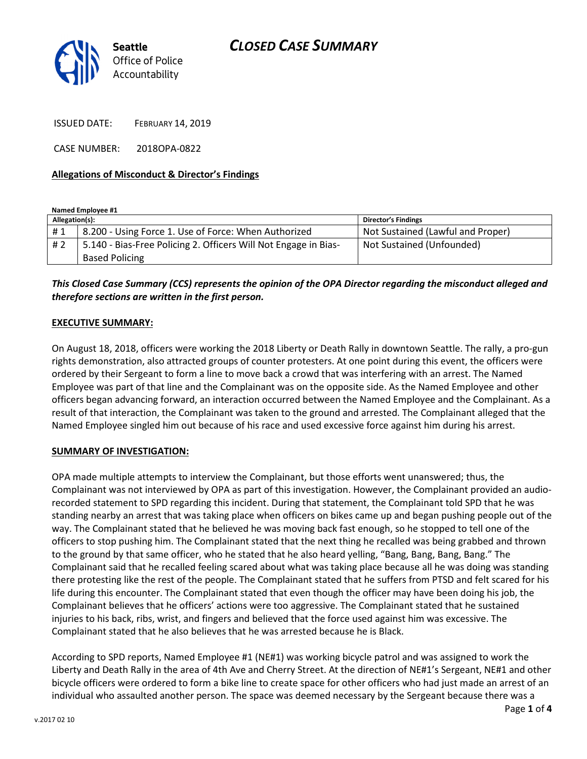Seattle Office of Police Accountability

# CLOSED CASE SUMMARY

ISSUED DATE: FEBRUARY 14, 2019

CASE NUMBER: 2018OPA-0822

**Allegations of Misconduct & Director's Findings**

**Named Employee #1**

| Allegation(s): | | Director's Findings |
|---|---|---|
| # 1 | 8.200 - Using Force 1. Use of Force: When Authorized | Not Sustained (Lawful and Proper) |
| # 2 | 5.140 - Bias-Free Policing 2. Officers Will Not Engage in Bias-Based Policing | Not Sustained (Unfounded) |

***This Closed Case Summary (CCS) represents the opinion of the OPA Director regarding the misconduct alleged and therefore sections are written in the first person.***

**EXECUTIVE SUMMARY:**

On August 18, 2018, officers were working the 2018 Liberty or Death Rally in downtown Seattle. The rally, a pro-gun rights demonstration, also attracted groups of counter protesters. At one point during this event, the officers were ordered by their Sergeant to form a line to move back a crowd that was interfering with an arrest. The Named Employee was part of that line and the Complainant was on the opposite side. As the Named Employee and other officers began advancing forward, an interaction occurred between the Named Employee and the Complainant. As a result of that interaction, the Complainant was taken to the ground and arrested. The Complainant alleged that the Named Employee singled him out because of his race and used excessive force against him during his arrest.

**SUMMARY OF INVESTIGATION:**

OPA made multiple attempts to interview the Complainant, but those efforts went unanswered; thus, the Complainant was not interviewed by OPA as part of this investigation. However, the Complainant provided an audio-recorded statement to SPD regarding this incident. During that statement, the Complainant told SPD that he was standing nearby an arrest that was taking place when officers on bikes came up and began pushing people out of the way. The Complainant stated that he believed he was moving back fast enough, so he stopped to tell one of the officers to stop pushing him. The Complainant stated that the next thing he recalled was being grabbed and thrown to the ground by that same officer, who he stated that he also heard yelling, "Bang, Bang, Bang, Bang." The Complainant said that he recalled feeling scared about what was taking place because all he was doing was standing there protesting like the rest of the people. The Complainant stated that he suffers from PTSD and felt scared for his life during this encounter. The Complainant stated that even though the officer may have been doing his job, the Complainant believes that he officers' actions were too aggressive. The Complainant stated that he sustained injuries to his back, ribs, wrist, and fingers and believed that the force used against him was excessive. The Complainant stated that he also believes that he was arrested because he is Black.

According to SPD reports, Named Employee #1 (NE#1) was working bicycle patrol and was assigned to work the Liberty and Death Rally in the area of 4th Ave and Cherry Street. At the direction of NE#1's Sergeant, NE#1 and other bicycle officers were ordered to form a bike line to create space for other officers who had just made an arrest of an individual who assaulted another person. The space was deemed necessary by the Sergeant because there was a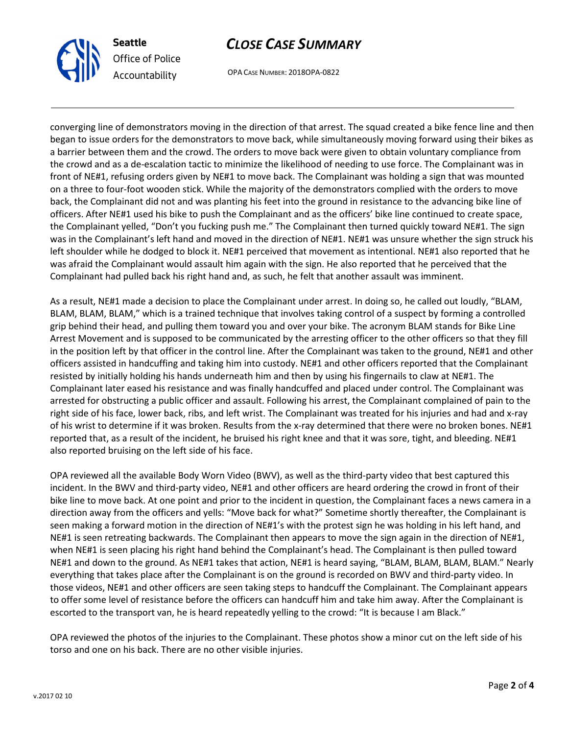converging line of demonstrators moving in the direction of that arrest. The squad created a bike fence line and then began to issue orders for the demonstrators to move back, while simultaneously moving forward using their bikes as a barrier between them and the crowd. The orders to move back were given to obtain voluntary compliance from the crowd and as a de-escalation tactic to minimize the likelihood of needing to use force. The Complainant was in front of NE#1, refusing orders given by NE#1 to move back. The Complainant was holding a sign that was mounted on a three to four-foot wooden stick. While the majority of the demonstrators complied with the orders to move back, the Complainant did not and was planting his feet into the ground in resistance to the advancing bike line of officers. After NE#1 used his bike to push the Complainant and as the officers' bike line continued to create space, the Complainant yelled, "Don't you fucking push me." The Complainant then turned quickly toward NE#1. The sign was in the Complainant's left hand and moved in the direction of NE#1. NE#1 was unsure whether the sign struck his left shoulder while he dodged to block it. NE#1 perceived that movement as intentional. NE#1 also reported that he was afraid the Complainant would assault him again with the sign. He also reported that he perceived that the Complainant had pulled back his right hand and, as such, he felt that another assault was imminent.

As a result, NE#1 made a decision to place the Complainant under arrest. In doing so, he called out loudly, "BLAM, BLAM, BLAM, BLAM," which is a trained technique that involves taking control of a suspect by forming a controlled grip behind their head, and pulling them toward you and over your bike. The acronym BLAM stands for Bike Line Arrest Movement and is supposed to be communicated by the arresting officer to the other officers so that they fill in the position left by that officer in the control line. After the Complainant was taken to the ground, NE#1 and other officers assisted in handcuffing and taking him into custody. NE#1 and other officers reported that the Complainant resisted by initially holding his hands underneath him and then by using his fingernails to claw at NE#1. The Complainant later eased his resistance and was finally handcuffed and placed under control. The Complainant was arrested for obstructing a public officer and assault. Following his arrest, the Complainant complained of pain to the right side of his face, lower back, ribs, and left wrist. The Complainant was treated for his injuries and had and x-ray of his wrist to determine if it was broken. Results from the x-ray determined that there were no broken bones. NE#1 reported that, as a result of the incident, he bruised his right knee and that it was sore, tight, and bleeding. NE#1 also reported bruising on the left side of his face.

OPA reviewed all the available Body Worn Video (BWV), as well as the third-party video that best captured this incident. In the BWV and third-party video, NE#1 and other officers are heard ordering the crowd in front of their bike line to move back. At one point and prior to the incident in question, the Complainant faces a news camera in a direction away from the officers and yells: "Move back for what?" Sometime shortly thereafter, the Complainant is seen making a forward motion in the direction of NE#1's with the protest sign he was holding in his left hand, and NE#1 is seen retreating backwards. The Complainant then appears to move the sign again in the direction of NE#1, when NE#1 is seen placing his right hand behind the Complainant's head. The Complainant is then pulled toward NE#1 and down to the ground. As NE#1 takes that action, NE#1 is heard saying, "BLAM, BLAM, BLAM, BLAM." Nearly everything that takes place after the Complainant is on the ground is recorded on BWV and third-party video. In those videos, NE#1 and other officers are seen taking steps to handcuff the Complainant. The Complainant appears to offer some level of resistance before the officers can handcuff him and take him away. After the Complainant is escorted to the transport van, he is heard repeatedly yelling to the crowd: "It is because I am Black."

OPA reviewed the photos of the injuries to the Complainant. These photos show a minor cut on the left side of his torso and one on his back. There are no other visible injuries.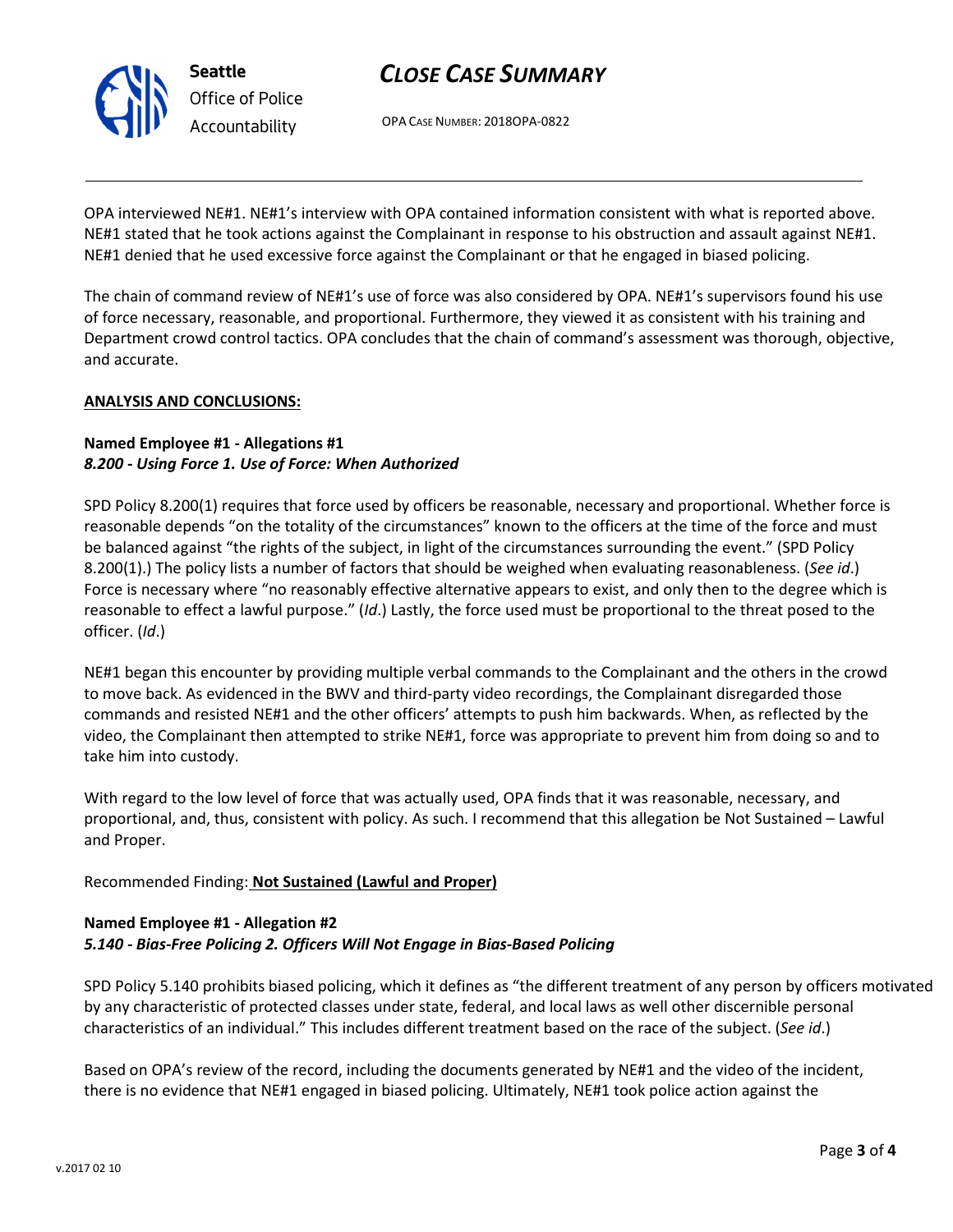OPA interviewed NE#1. NE#1's interview with OPA contained information consistent with what is reported above. NE#1 stated that he took actions against the Complainant in response to his obstruction and assault against NE#1. NE#1 denied that he used excessive force against the Complainant or that he engaged in biased policing.

The chain of command review of NE#1's use of force was also considered by OPA. NE#1's supervisors found his use of force necessary, reasonable, and proportional. Furthermore, they viewed it as consistent with his training and Department crowd control tactics. OPA concludes that the chain of command's assessment was thorough, objective, and accurate.

**ANALYSIS AND CONCLUSIONS:**

**Named Employee #1 - Allegations #1**
***8.200 - Using Force 1. Use of Force: When Authorized***

SPD Policy 8.200(1) requires that force used by officers be reasonable, necessary and proportional. Whether force is reasonable depends "on the totality of the circumstances" known to the officers at the time of the force and must be balanced against "the rights of the subject, in light of the circumstances surrounding the event." (SPD Policy 8.200(1).) The policy lists a number of factors that should be weighed when evaluating reasonableness. (*See id*.) Force is necessary where "no reasonably effective alternative appears to exist, and only then to the degree which is reasonable to effect a lawful purpose." (*Id*.) Lastly, the force used must be proportional to the threat posed to the officer. (*Id*.)

NE#1 began this encounter by providing multiple verbal commands to the Complainant and the others in the crowd to move back. As evidenced in the BWV and third-party video recordings, the Complainant disregarded those commands and resisted NE#1 and the other officers' attempts to push him backwards. When, as reflected by the video, the Complainant then attempted to strike NE#1, force was appropriate to prevent him from doing so and to take him into custody.

With regard to the low level of force that was actually used, OPA finds that it was reasonable, necessary, and proportional, and, thus, consistent with policy. As such. I recommend that this allegation be Not Sustained – Lawful and Proper.

Recommended Finding: **Not Sustained (Lawful and Proper)**

**Named Employee #1 - Allegation #2**
***5.140 - Bias-Free Policing 2. Officers Will Not Engage in Bias-Based Policing***

SPD Policy 5.140 prohibits biased policing, which it defines as "the different treatment of any person by officers motivated by any characteristic of protected classes under state, federal, and local laws as well other discernible personal characteristics of an individual." This includes different treatment based on the race of the subject. (*See id*.)

Based on OPA's review of the record, including the documents generated by NE#1 and the video of the incident, there is no evidence that NE#1 engaged in biased policing. Ultimately, NE#1 took police action against the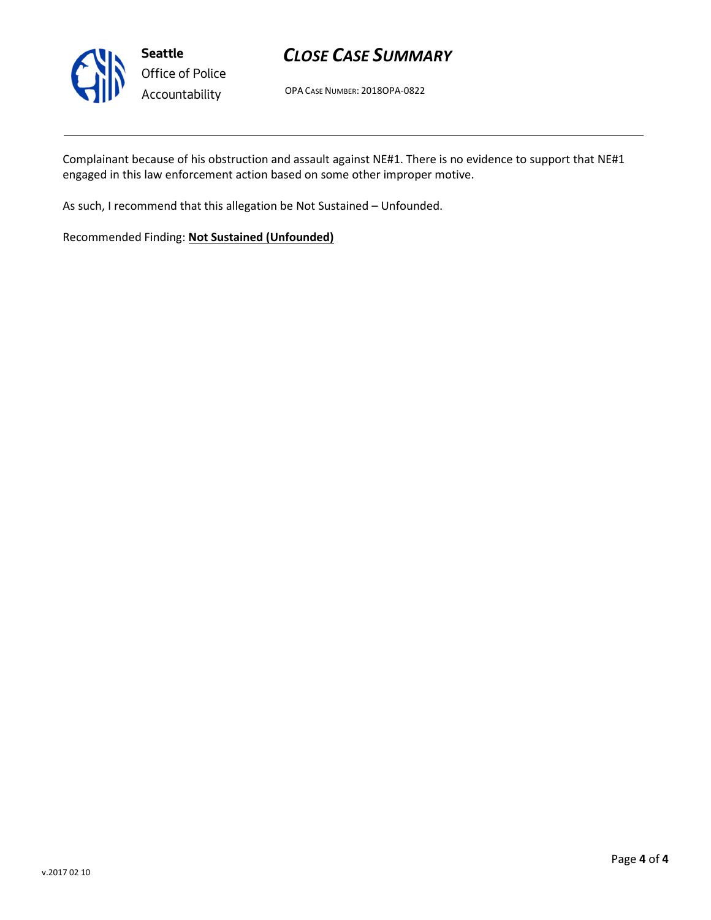Complainant because of his obstruction and assault against NE#1. There is no evidence to support that NE#1 engaged in this law enforcement action based on some other improper motive.

As such, I recommend that this allegation be Not Sustained – Unfounded.

Recommended Finding: **Not Sustained (Unfounded)**